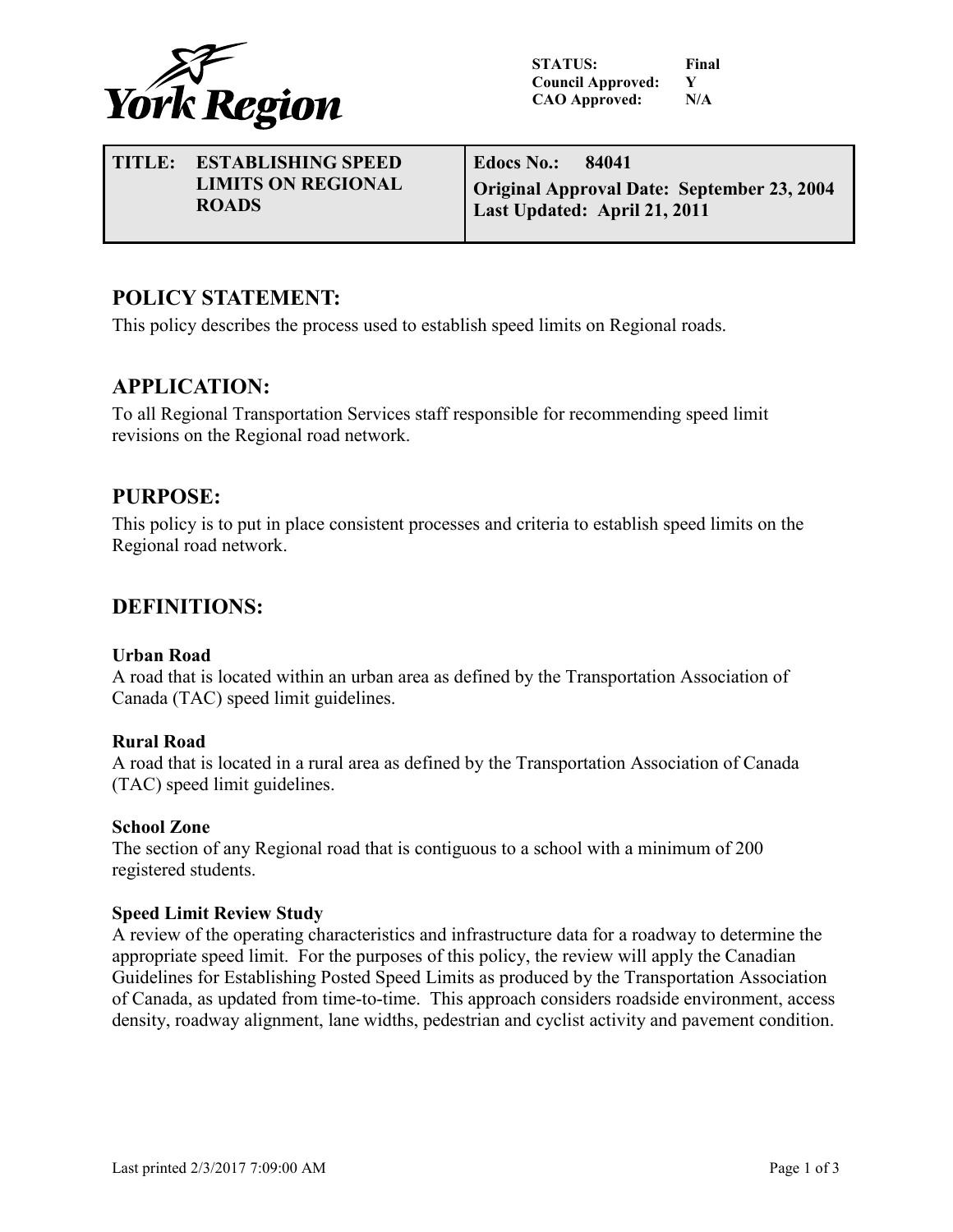York Region

| | |
|---|---|
| **STATUS:** | **Final** |
| **Council Approved:** | **Y** |
| **CAO Approved:** | **N/A** |

| **TITLE: ESTABLISHING SPEED LIMITS ON REGIONAL ROADS** | **Edocs No.: 84041**<br>**Original Approval Date: September 23, 2004**<br>**Last Updated: April 21, 2011** |
|---|---|

## POLICY STATEMENT:

This policy describes the process used to establish speed limits on Regional roads.

## APPLICATION:

To all Regional Transportation Services staff responsible for recommending speed limit revisions on the Regional road network.

## PURPOSE:

This policy is to put in place consistent processes and criteria to establish speed limits on the Regional road network.

## DEFINITIONS:

**Urban Road**
A road that is located within an urban area as defined by the Transportation Association of Canada (TAC) speed limit guidelines.

**Rural Road**
A road that is located in a rural area as defined by the Transportation Association of Canada (TAC) speed limit guidelines.

**School Zone**
The section of any Regional road that is contiguous to a school with a minimum of 200 registered students.

**Speed Limit Review Study**
A review of the operating characteristics and infrastructure data for a roadway to determine the appropriate speed limit. For the purposes of this policy, the review will apply the Canadian Guidelines for Establishing Posted Speed Limits as produced by the Transportation Association of Canada, as updated from time-to-time. This approach considers roadside environment, access density, roadway alignment, lane widths, pedestrian and cyclist activity and pavement condition.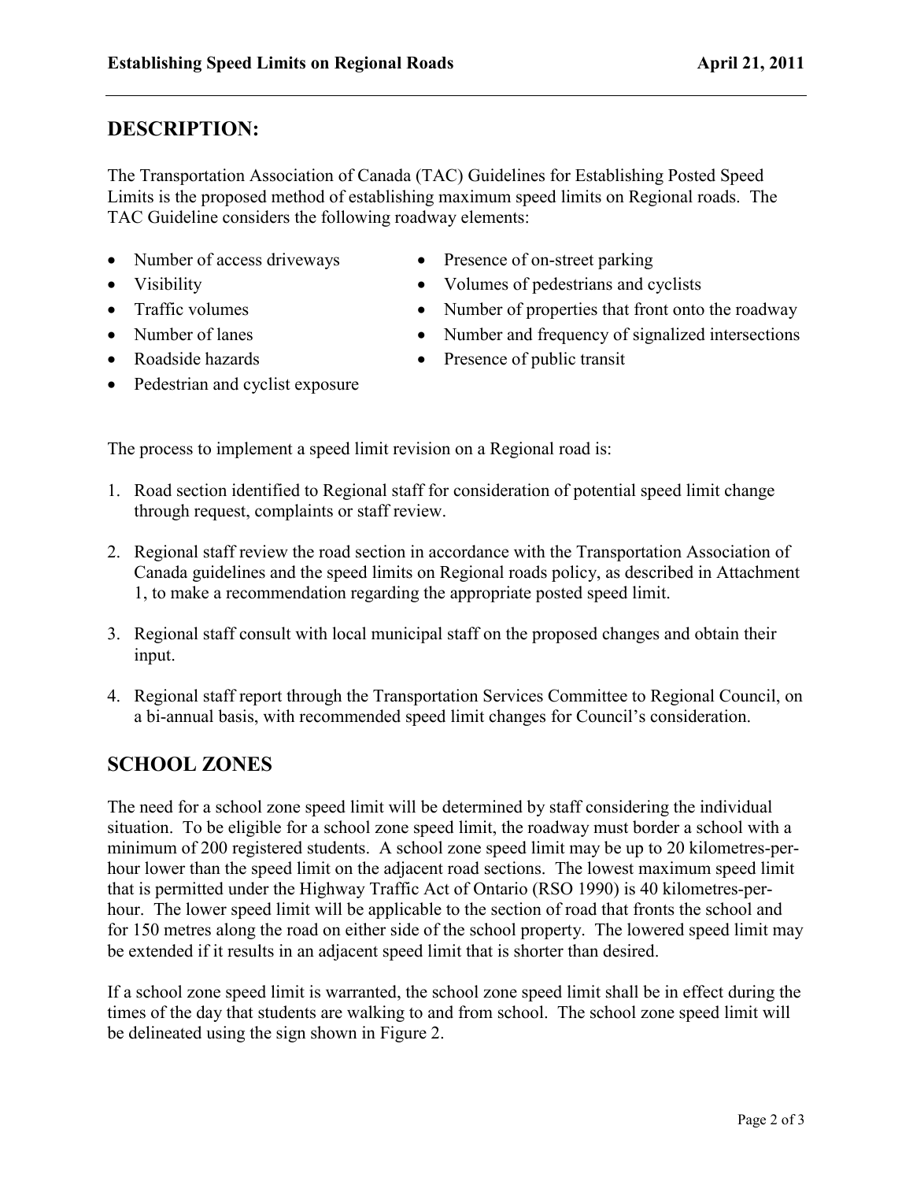## DESCRIPTION:

The Transportation Association of Canada (TAC) Guidelines for Establishing Posted Speed Limits is the proposed method of establishing maximum speed limits on Regional roads. The TAC Guideline considers the following roadway elements:

- Number of access driveways
- Visibility
- Traffic volumes
- Number of lanes
- Roadside hazards
- Pedestrian and cyclist exposure
- Presence of on-street parking
- Volumes of pedestrians and cyclists
- Number of properties that front onto the roadway
- Number and frequency of signalized intersections
- Presence of public transit

The process to implement a speed limit revision on a Regional road is:

1. Road section identified to Regional staff for consideration of potential speed limit change through request, complaints or staff review.
2. Regional staff review the road section in accordance with the Transportation Association of Canada guidelines and the speed limits on Regional roads policy, as described in Attachment 1, to make a recommendation regarding the appropriate posted speed limit.
3. Regional staff consult with local municipal staff on the proposed changes and obtain their input.
4. Regional staff report through the Transportation Services Committee to Regional Council, on a bi-annual basis, with recommended speed limit changes for Council's consideration.

## SCHOOL ZONES

The need for a school zone speed limit will be determined by staff considering the individual situation. To be eligible for a school zone speed limit, the roadway must border a school with a minimum of 200 registered students. A school zone speed limit may be up to 20 kilometres-per-hour lower than the speed limit on the adjacent road sections. The lowest maximum speed limit that is permitted under the Highway Traffic Act of Ontario (RSO 1990) is 40 kilometres-per-hour. The lower speed limit will be applicable to the section of road that fronts the school and for 150 metres along the road on either side of the school property. The lowered speed limit may be extended if it results in an adjacent speed limit that is shorter than desired.

If a school zone speed limit is warranted, the school zone speed limit shall be in effect during the times of the day that students are walking to and from school. The school zone speed limit will be delineated using the sign shown in Figure 2.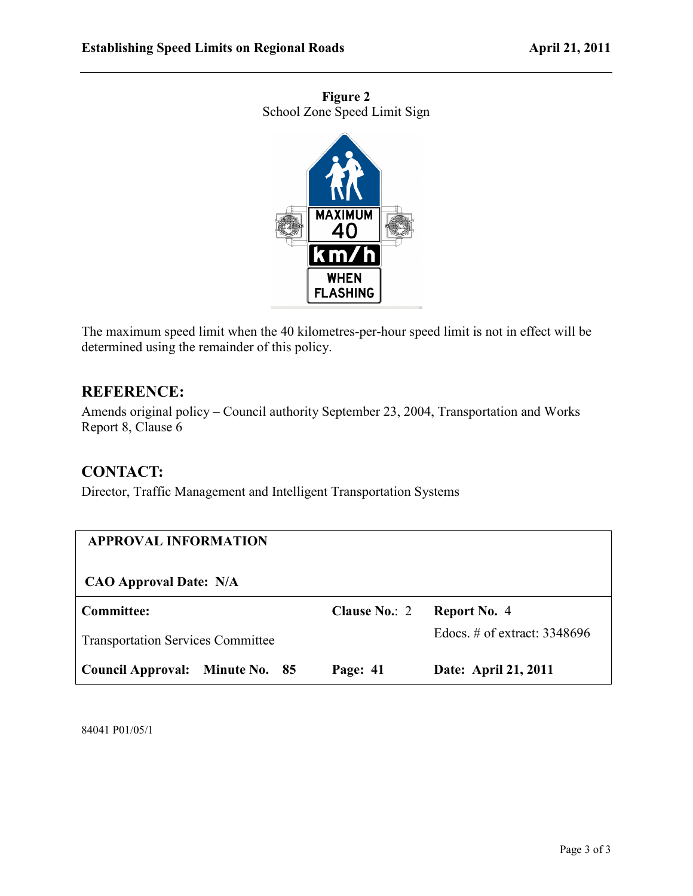**Figure 2**
School Zone Speed Limit Sign

MAXIMUM
40
km/h
WHEN
FLASHING

The maximum speed limit when the 40 kilometres-per-hour speed limit is not in effect will be determined using the remainder of this policy.

## REFERENCE:

Amends original policy – Council authority September 23, 2004, Transportation and Works Report 8, Clause 6

## CONTACT:

Director, Traffic Management and Intelligent Transportation Systems

| **APPROVAL INFORMATION** | | |
|---|---|---|
| **CAO Approval Date: N/A** | | |
| **Committee:** Transportation Services Committee | **Clause No.**: 2 | **Report No.** 4<br>Edocs. # of extract: 3348696 |
| **Council Approval: Minute No. 85** | **Page: 41** | **Date: April 21, 2011** |

84041 P01/05/1